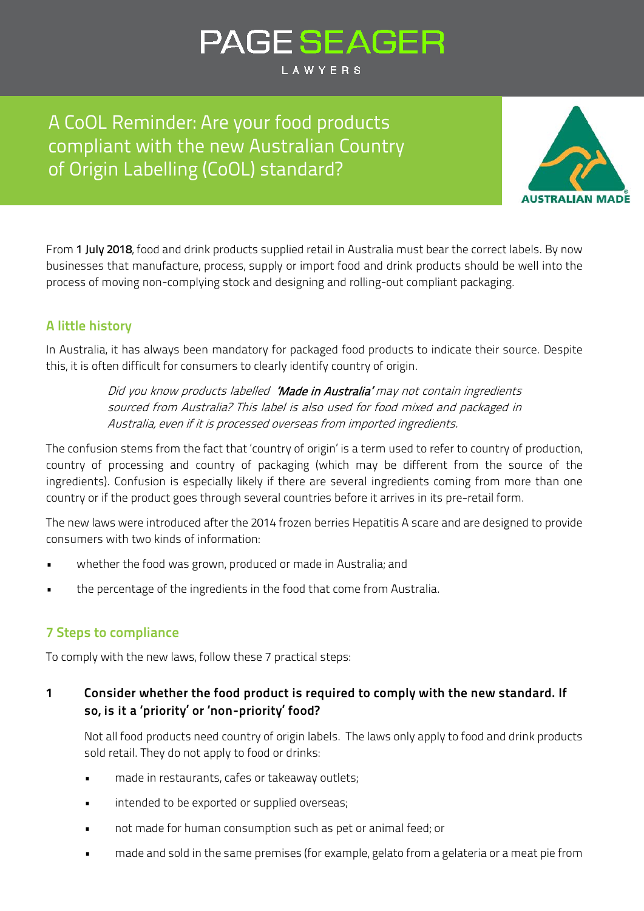PAGE SEAGER

LAWYERS

# A CoOL Reminder: Are your food products compliant with the new Australian Country of Origin Labelling (CoOL) standard?

From **1 July 2018**, food and drink products supplied retail in Australia must bear the correct labels. By now businesses that manufacture, process, supply or import food and drink products should be well into the process of moving non-complying stock and designing and rolling-out compliant packaging.

## A little history

In Australia, it has always been mandatory for packaged food products to indicate their source. Despite this, it is often difficult for consumers to clearly identify country of origin.

> *Did you know products labelled **'Made in Australia'** may not contain ingredients sourced from Australia? This label is also used for food mixed and packaged in Australia, even if it is processed overseas from imported ingredients.*

The confusion stems from the fact that 'country of origin' is a term used to refer to country of production, country of processing and country of packaging (which may be different from the source of the ingredients). Confusion is especially likely if there are several ingredients coming from more than one country or if the product goes through several countries before it arrives in its pre-retail form.

The new laws were introduced after the 2014 frozen berries Hepatitis A scare and are designed to provide consumers with two kinds of information:

- whether the food was grown, produced or made in Australia; and
- the percentage of the ingredients in the food that come from Australia.

## 7 Steps to compliance

To comply with the new laws, follow these 7 practical steps:

### 1 Consider whether the food product is required to comply with the new standard. If so, is it a 'priority' or 'non-priority' food?

Not all food products need country of origin labels. The laws only apply to food and drink products sold retail. They do not apply to food or drinks:

- made in restaurants, cafes or takeaway outlets;
- intended to be exported or supplied overseas;
- not made for human consumption such as pet or animal feed; or
- made and sold in the same premises (for example, gelato from a gelateria or a meat pie from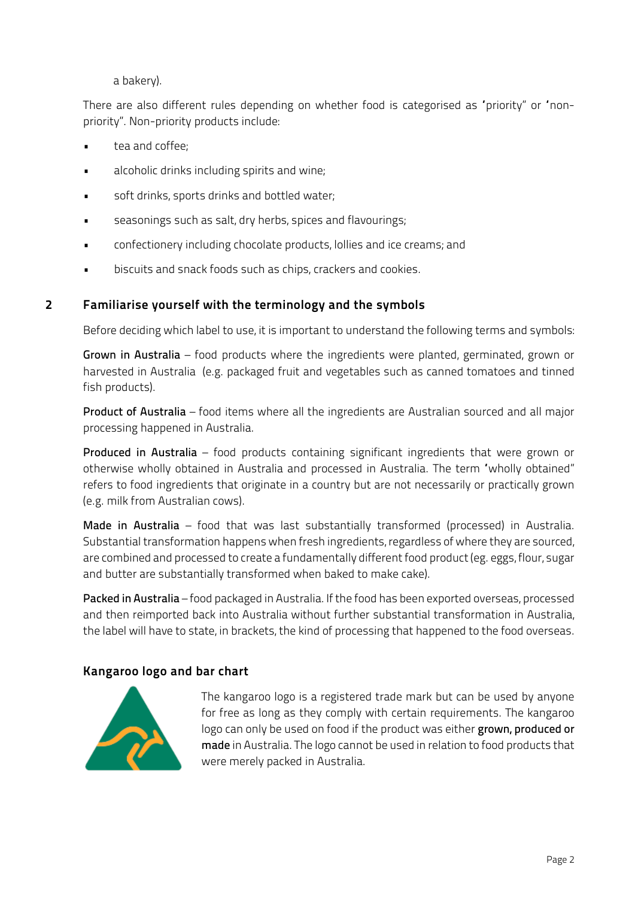a bakery).

There are also different rules depending on whether food is categorised as 'priority" or 'non-priority". Non-priority products include:

- tea and coffee;
- alcoholic drinks including spirits and wine;
- soft drinks, sports drinks and bottled water;
- seasonings such as salt, dry herbs, spices and flavourings;
- confectionery including chocolate products, lollies and ice creams; and
- biscuits and snack foods such as chips, crackers and cookies.

## 2 Familiarise yourself with the terminology and the symbols

Before deciding which label to use, it is important to understand the following terms and symbols:

**Grown in Australia** – food products where the ingredients were planted, germinated, grown or harvested in Australia (e.g. packaged fruit and vegetables such as canned tomatoes and tinned fish products).

**Product of Australia** – food items where all the ingredients are Australian sourced and all major processing happened in Australia.

**Produced in Australia** – food products containing significant ingredients that were grown or otherwise wholly obtained in Australia and processed in Australia. The term 'wholly obtained" refers to food ingredients that originate in a country but are not necessarily or practically grown (e.g. milk from Australian cows).

**Made in Australia** – food that was last substantially transformed (processed) in Australia. Substantial transformation happens when fresh ingredients, regardless of where they are sourced, are combined and processed to create a fundamentally different food product (eg. eggs, flour, sugar and butter are substantially transformed when baked to make cake).

**Packed in Australia** – food packaged in Australia. If the food has been exported overseas, processed and then reimported back into Australia without further substantial transformation in Australia, the label will have to state, in brackets, the kind of processing that happened to the food overseas.

### Kangaroo logo and bar chart

The kangaroo logo is a registered trade mark but can be used by anyone for free as long as they comply with certain requirements. The kangaroo logo can only be used on food if the product was either **grown, produced or made** in Australia. The logo cannot be used in relation to food products that were merely packed in Australia.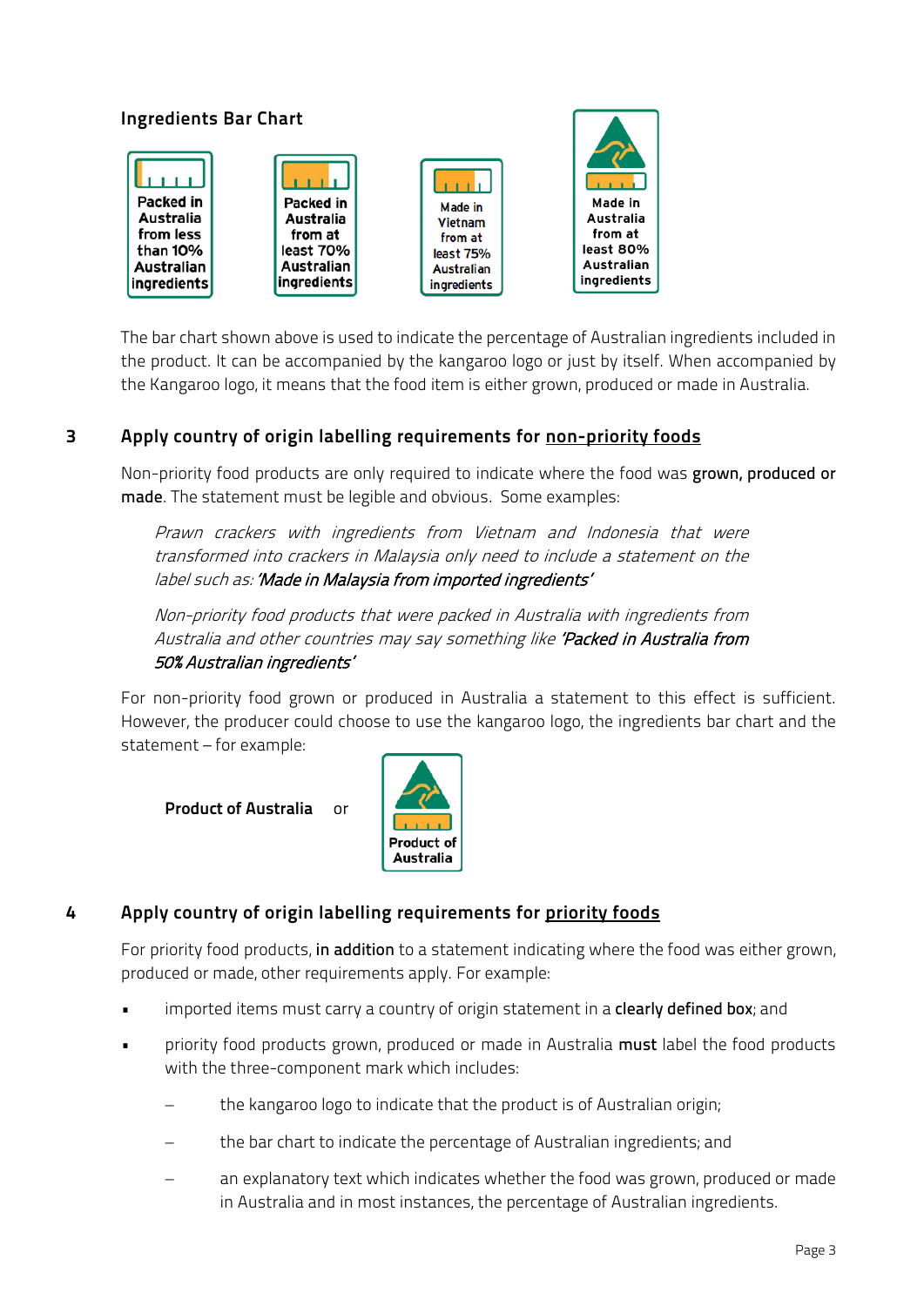**Ingredients Bar Chart**

Packed in Australia from less than 10% Australian ingredients

Packed in Australia from at least 70% Australian ingredients

Made in Vietnam from at least 75% Australian ingredients

Made in Australia from at least 80% Australian ingredients

The bar chart shown above is used to indicate the percentage of Australian ingredients included in the product. It can be accompanied by the kangaroo logo or just by itself. When accompanied by the Kangaroo logo, it means that the food item is either grown, produced or made in Australia.

## 3 Apply country of origin labelling requirements for non-priority foods

Non-priority food products are only required to indicate where the food was **grown, produced or made**. The statement must be legible and obvious. Some examples:

> *Prawn crackers with ingredients from Vietnam and Indonesia that were transformed into crackers in Malaysia only need to include a statement on the label such as: 'Made in Malaysia from imported ingredients'*

> *Non-priority food products that were packed in Australia with ingredients from Australia and other countries may say something like 'Packed in Australia from 50% Australian ingredients'*

For non-priority food grown or produced in Australia a statement to this effect is sufficient. However, the producer could choose to use the kangaroo logo, the ingredients bar chart and the statement – for example:

**Product of Australia** or Product of Australia

## 4 Apply country of origin labelling requirements for priority foods

For priority food products, **in addition** to a statement indicating where the food was either grown, produced or made, other requirements apply. For example:

- imported items must carry a country of origin statement in a **clearly defined box**; and
- priority food products grown, produced or made in Australia **must** label the food products with the three-component mark which includes:
  - the kangaroo logo to indicate that the product is of Australian origin;
  - the bar chart to indicate the percentage of Australian ingredients; and
  - an explanatory text which indicates whether the food was grown, produced or made in Australia and in most instances, the percentage of Australian ingredients.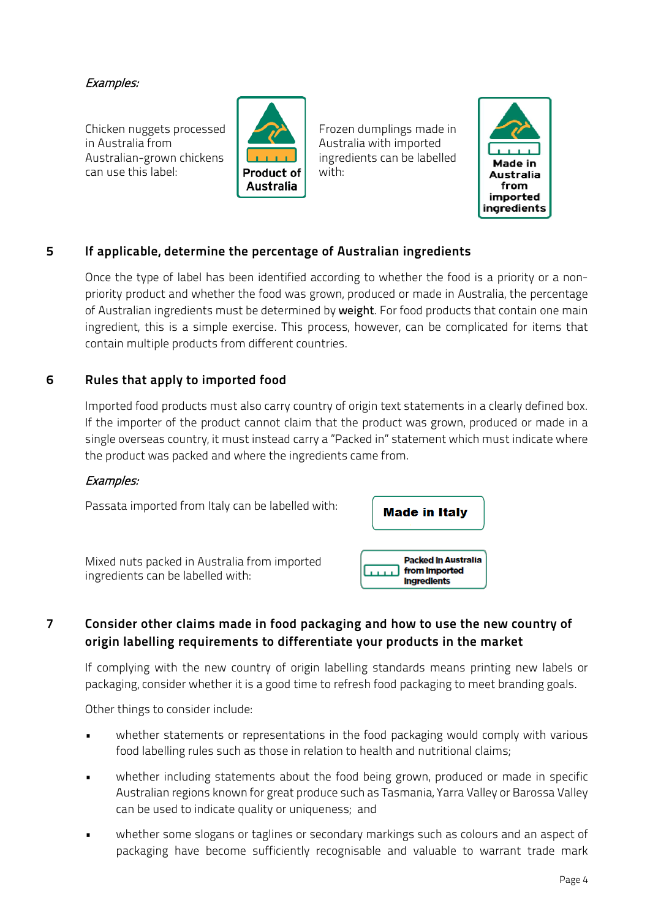*Examples:*

Chicken nuggets processed in Australia from Australian-grown chickens can use this label:

Product of Australia

Frozen dumplings made in Australia with imported ingredients can be labelled with:

Made in Australia from imported ingredients

## 5 If applicable, determine the percentage of Australian ingredients

Once the type of label has been identified according to whether the food is a priority or a non-priority product and whether the food was grown, produced or made in Australia, the percentage of Australian ingredients must be determined by **weight**. For food products that contain one main ingredient, this is a simple exercise. This process, however, can be complicated for items that contain multiple products from different countries.

## 6 Rules that apply to imported food

Imported food products must also carry country of origin text statements in a clearly defined box. If the importer of the product cannot claim that the product was grown, produced or made in a single overseas country, it must instead carry a "Packed in" statement which must indicate where the product was packed and where the ingredients came from.

*Examples:*

Passata imported from Italy can be labelled with:

Made in Italy

Mixed nuts packed in Australia from imported ingredients can be labelled with:

Packed In Australia from Imported Ingredients

## 7 Consider other claims made in food packaging and how to use the new country of origin labelling requirements to differentiate your products in the market

If complying with the new country of origin labelling standards means printing new labels or packaging, consider whether it is a good time to refresh food packaging to meet branding goals.

Other things to consider include:

- whether statements or representations in the food packaging would comply with various food labelling rules such as those in relation to health and nutritional claims;
- whether including statements about the food being grown, produced or made in specific Australian regions known for great produce such as Tasmania, Yarra Valley or Barossa Valley can be used to indicate quality or uniqueness; and
- whether some slogans or taglines or secondary markings such as colours and an aspect of packaging have become sufficiently recognisable and valuable to warrant trade mark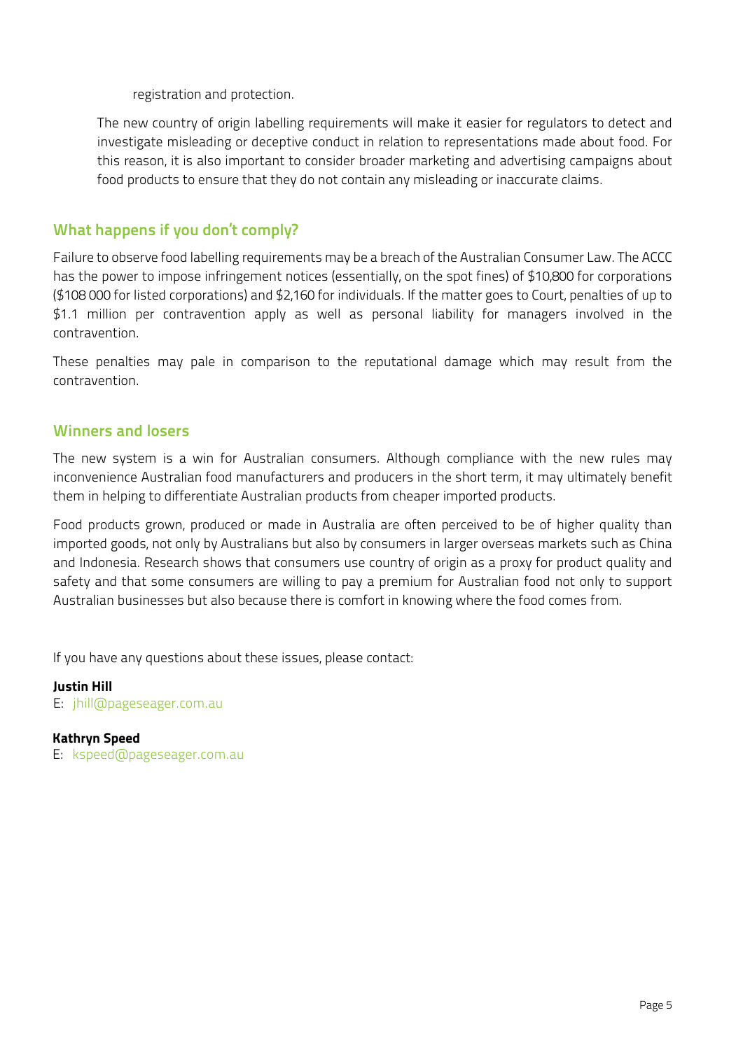registration and protection.

The new country of origin labelling requirements will make it easier for regulators to detect and investigate misleading or deceptive conduct in relation to representations made about food. For this reason, it is also important to consider broader marketing and advertising campaigns about food products to ensure that they do not contain any misleading or inaccurate claims.

## What happens if you don't comply?

Failure to observe food labelling requirements may be a breach of the Australian Consumer Law. The ACCC has the power to impose infringement notices (essentially, on the spot fines) of $10,800 for corporations ($108 000 for listed corporations) and $2,160 for individuals. If the matter goes to Court, penalties of up to $1.1 million per contravention apply as well as personal liability for managers involved in the contravention.

These penalties may pale in comparison to the reputational damage which may result from the contravention.

## Winners and losers

The new system is a win for Australian consumers. Although compliance with the new rules may inconvenience Australian food manufacturers and producers in the short term, it may ultimately benefit them in helping to differentiate Australian products from cheaper imported products.

Food products grown, produced or made in Australia are often perceived to be of higher quality than imported goods, not only by Australians but also by consumers in larger overseas markets such as China and Indonesia. Research shows that consumers use country of origin as a proxy for product quality and safety and that some consumers are willing to pay a premium for Australian food not only to support Australian businesses but also because there is comfort in knowing where the food comes from.

If you have any questions about these issues, please contact:

**Justin Hill**
E: jhill@pageseager.com.au

**Kathryn Speed**
E: kspeed@pageseager.com.au